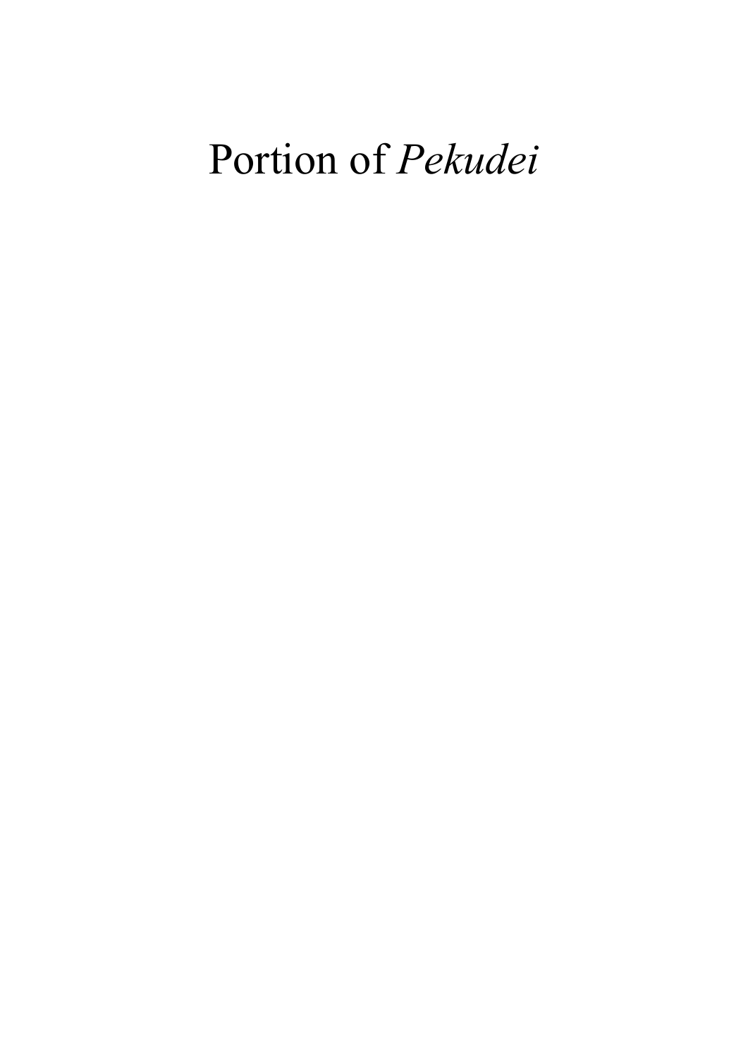# Portion of *Pekudei*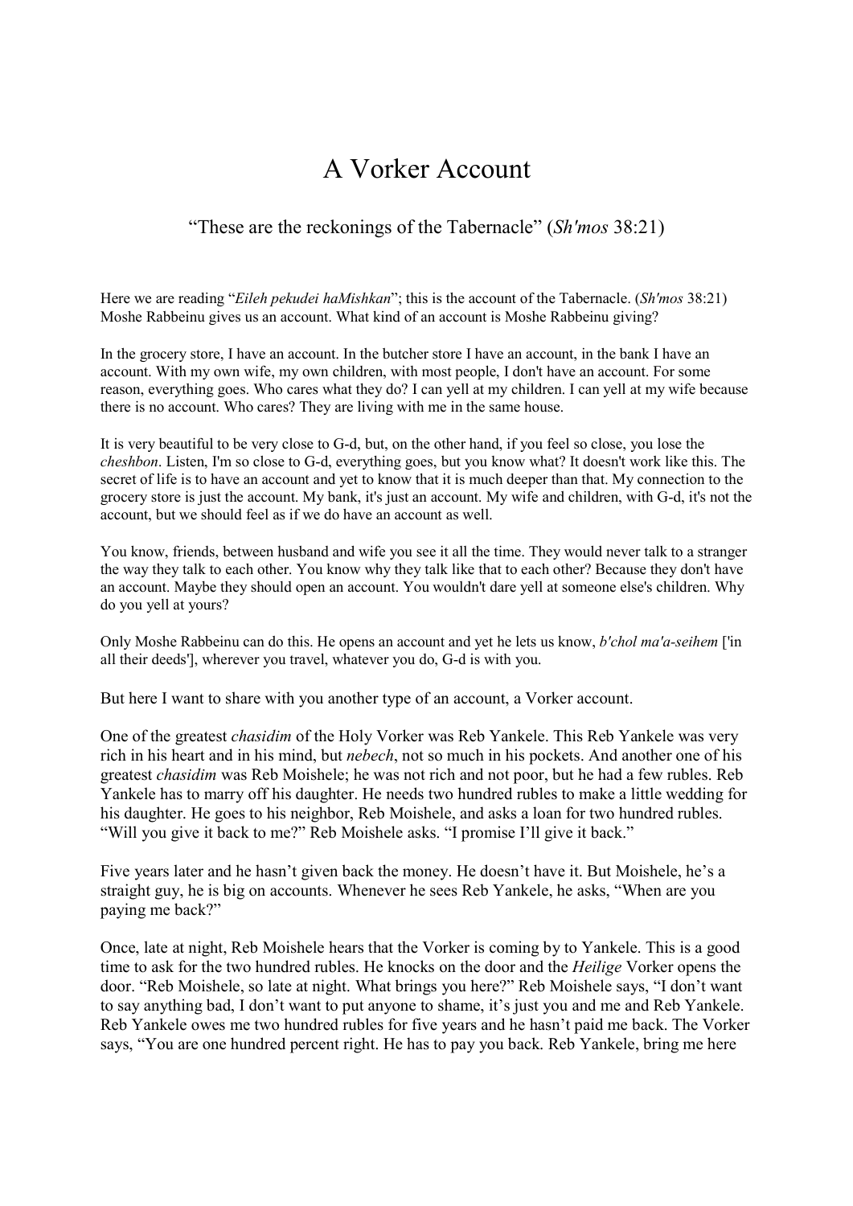# A Vorker Account

### "These are the reckonings of the Tabernacle" (*Sh'mos* 38:21)

Here we are reading "*Eileh pekudei haMishkan*"; this is the account of the Tabernacle. (*Sh'mos* 38:21) Moshe Rabbeinu gives us an account. What kind of an account is Moshe Rabbeinu giving?

In the grocery store, I have an account. In the butcher store I have an account, in the bank I have an account. With my own wife, my own children, with most people, I don't have an account. For some reason, everything goes. Who cares what they do? I can yell at my children. I can yell at my wife because there is no account. Who cares? They are living with me in the same house.

It is very beautiful to be very close to G-d, but, on the other hand, if you feel so close, you lose the *cheshbon*. Listen, I'm so close to G-d, everything goes, but you know what? It doesn't work like this. The secret of life is to have an account and yet to know that it is much deeper than that. My connection to the grocery store is just the account. My bank, it's just an account. My wife and children, with G-d, it's not the account, but we should feel as if we do have an account as well.

You know, friends, between husband and wife you see it all the time. They would never talk to a stranger the way they talk to each other. You know why they talk like that to each other? Because they don't have an account. Maybe they should open an account. You wouldn't dare yell at someone else's children. Why do you yell at yours?

Only Moshe Rabbeinu can do this. He opens an account and yet he lets us know, *b'chol ma'a-seihem* ['in all their deeds'], wherever you travel, whatever you do, G-d is with you.

But here I want to share with you another type of an account, a Vorker account.

One of the greatest *chasidim* of the Holy Vorker was Reb Yankele. This Reb Yankele was very rich in his heart and in his mind, but *nebech*, not so much in his pockets. And another one of his greatest *chasidim* was Reb Moishele; he was not rich and not poor, but he had a few rubles. Reb Yankele has to marry off his daughter. He needs two hundred rubles to make a little wedding for his daughter. He goes to his neighbor, Reb Moishele, and asks a loan for two hundred rubles. "Will you give it back to me?" Reb Moishele asks. "I promise I'll give it back."

Five years later and he hasn't given back the money. He doesn't have it. But Moishele, he's a straight guy, he is big on accounts. Whenever he sees Reb Yankele, he asks, "When are you paying me back?"

Once, late at night, Reb Moishele hears that the Vorker is coming by to Yankele. This is a good time to ask for the two hundred rubles. He knocks on the door and the *Heilige* Vorker opens the door. "Reb Moishele, so late at night. What brings you here?" Reb Moishele says, "I don't want to say anything bad, I don't want to put anyone to shame, it's just you and me and Reb Yankele. Reb Yankele owes me two hundred rubles for five years and he hasn't paid me back. The Vorker says, "You are one hundred percent right. He has to pay you back. Reb Yankele, bring me here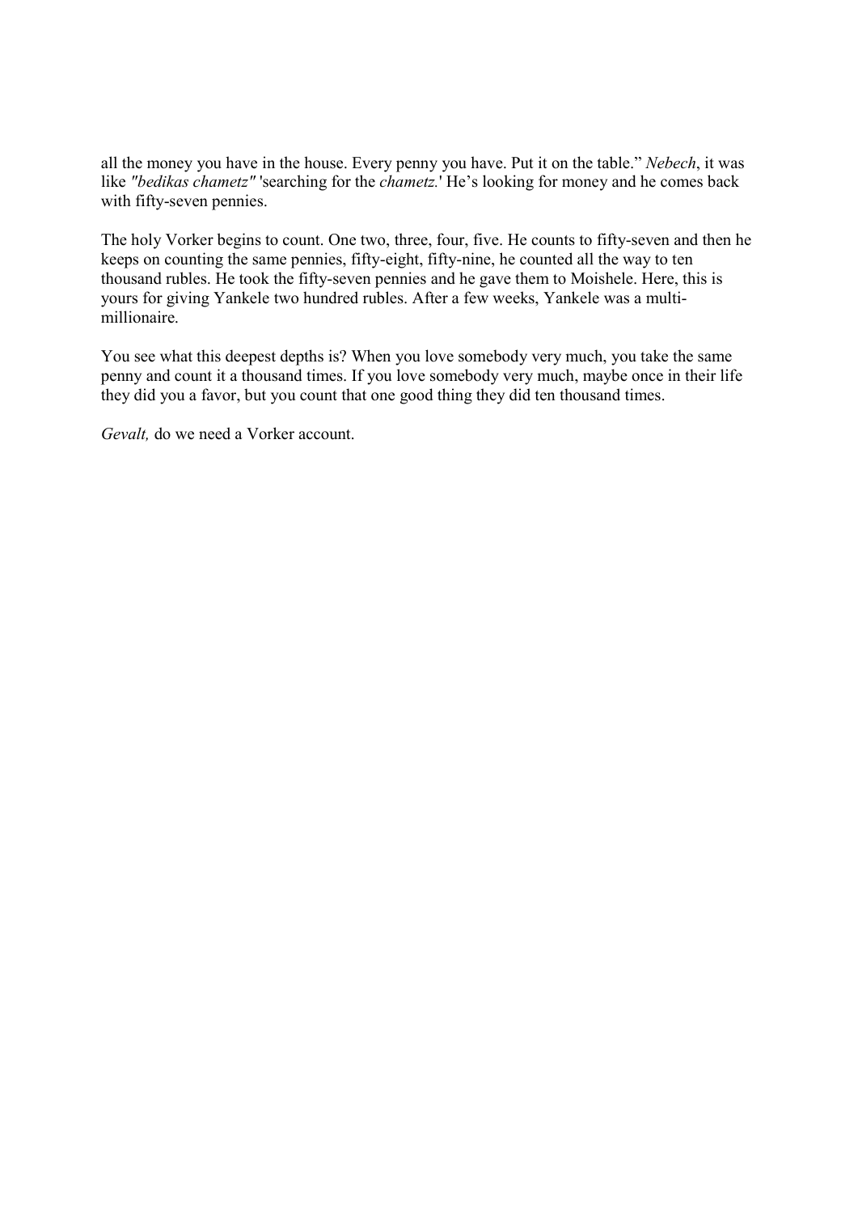all the money you have in the house. Every penny you have. Put it on the table." *Nebech*, it was like *"bedikas chametz"* 'searching for the *chametz.*' He's looking for money and he comes back with fifty-seven pennies.

The holy Vorker begins to count. One two, three, four, five. He counts to fifty-seven and then he keeps on counting the same pennies, fifty-eight, fifty-nine, he counted all the way to ten thousand rubles. He took the fifty-seven pennies and he gave them to Moishele. Here, this is yours for giving Yankele two hundred rubles. After a few weeks, Yankele was a multi-millionaire.

You see what this deepest depths is? When you love somebody very much, you take the same penny and count it a thousand times. If you love somebody very much, maybe once in their life they did you a favor, but you count that one good thing they did ten thousand times.

*Gevalt,* do we need a Vorker account.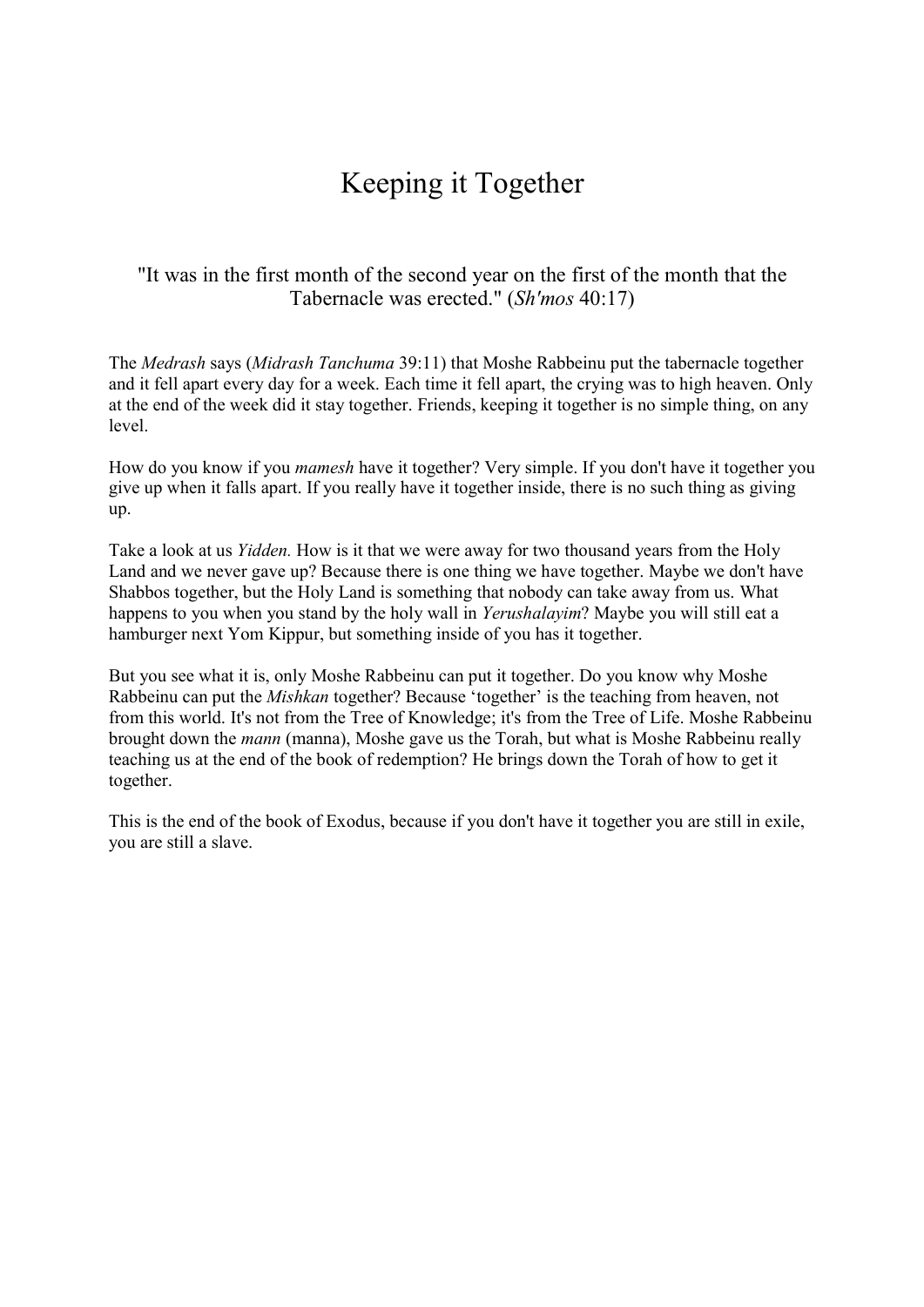# Keeping it Together

"It was in the first month of the second year on the first of the month that the Tabernacle was erected." (*Sh'mos* 40:17)

The *Medrash* says (*Midrash Tanchuma* 39:11) that Moshe Rabbeinu put the tabernacle together and it fell apart every day for a week. Each time it fell apart, the crying was to high heaven. Only at the end of the week did it stay together. Friends, keeping it together is no simple thing, on any level.

How do you know if you *mamesh* have it together? Very simple. If you don't have it together you give up when it falls apart. If you really have it together inside, there is no such thing as giving up.

Take a look at us *Yidden.* How is it that we were away for two thousand years from the Holy Land and we never gave up? Because there is one thing we have together. Maybe we don't have Shabbos together, but the Holy Land is something that nobody can take away from us. What happens to you when you stand by the holy wall in *Yerushalayim*? Maybe you will still eat a hamburger next Yom Kippur, but something inside of you has it together.

But you see what it is, only Moshe Rabbeinu can put it together. Do you know why Moshe Rabbeinu can put the *Mishkan* together? Because 'together' is the teaching from heaven, not from this world. It's not from the Tree of Knowledge; it's from the Tree of Life. Moshe Rabbeinu brought down the *mann* (manna), Moshe gave us the Torah, but what is Moshe Rabbeinu really teaching us at the end of the book of redemption? He brings down the Torah of how to get it together.

This is the end of the book of Exodus, because if you don't have it together you are still in exile, you are still a slave.